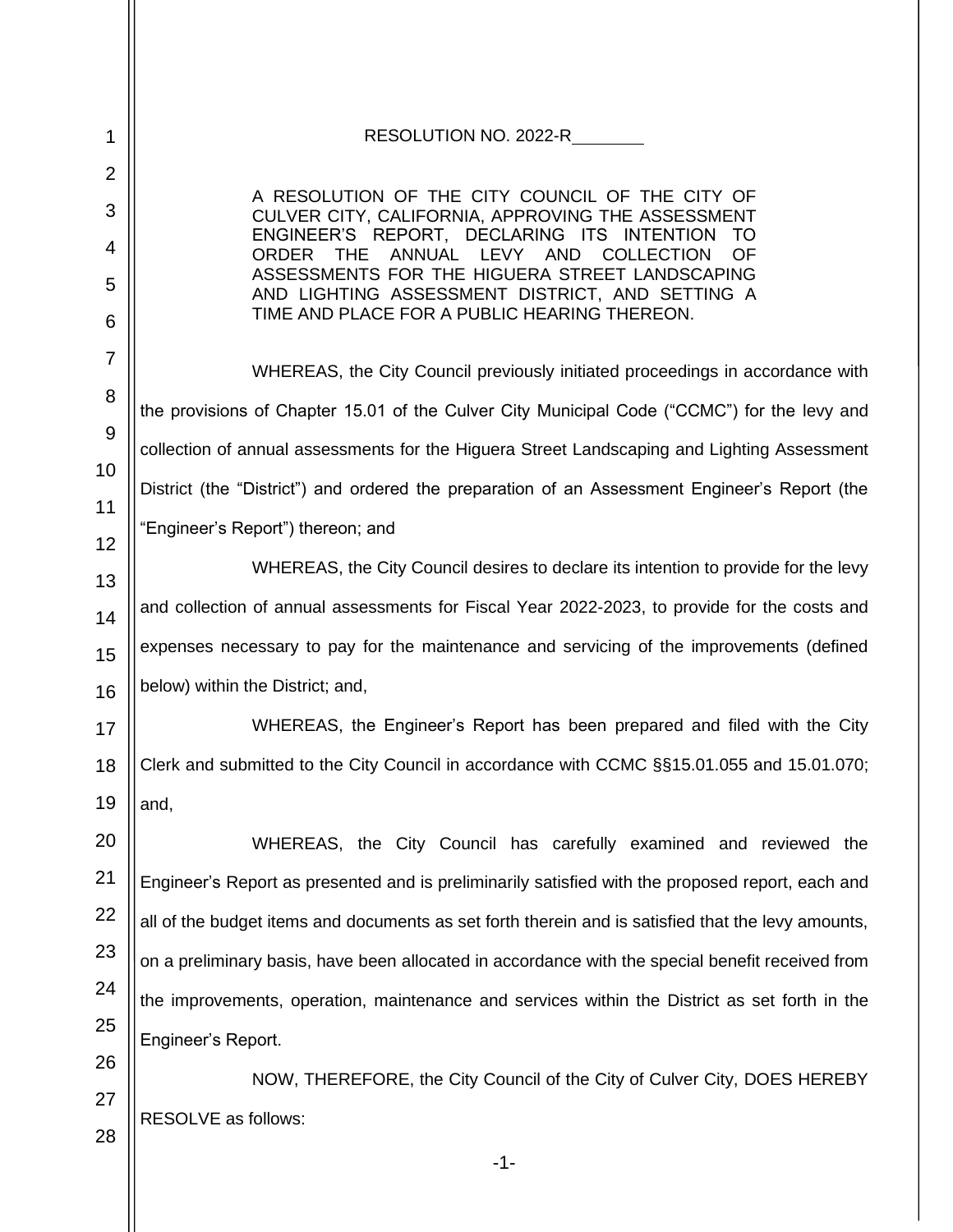RESOLUTION NO. 2022-R________

A RESOLUTION OF THE CITY COUNCIL OF THE CITY OF CULVER CITY, CALIFORNIA, APPROVING THE ASSESSMENT ENGINEER'S REPORT, DECLARING ITS INTENTION TO ORDER THE ANNUAL LEVY AND COLLECTION OF ASSESSMENTS FOR THE HIGUERA STREET LANDSCAPING AND LIGHTING ASSESSMENT DISTRICT, AND SETTING A TIME AND PLACE FOR A PUBLIC HEARING THEREON.

WHEREAS, the City Council previously initiated proceedings in accordance with the provisions of Chapter 15.01 of the Culver City Municipal Code ("CCMC") for the levy and collection of annual assessments for the Higuera Street Landscaping and Lighting Assessment District (the "District") and ordered the preparation of an Assessment Engineer's Report (the "Engineer's Report") thereon; and

WHEREAS, the City Council desires to declare its intention to provide for the levy and collection of annual assessments for Fiscal Year 2022-2023, to provide for the costs and expenses necessary to pay for the maintenance and servicing of the improvements (defined below) within the District; and,

WHEREAS, the Engineer's Report has been prepared and filed with the City Clerk and submitted to the City Council in accordance with CCMC §§15.01.055 and 15.01.070; and,

WHEREAS, the City Council has carefully examined and reviewed the Engineer's Report as presented and is preliminarily satisfied with the proposed report, each and all of the budget items and documents as set forth therein and is satisfied that the levy amounts, on a preliminary basis, have been allocated in accordance with the special benefit received from the improvements, operation, maintenance and services within the District as set forth in the Engineer's Report.

NOW, THEREFORE, the City Council of the City of Culver City, DOES HEREBY RESOLVE as follows: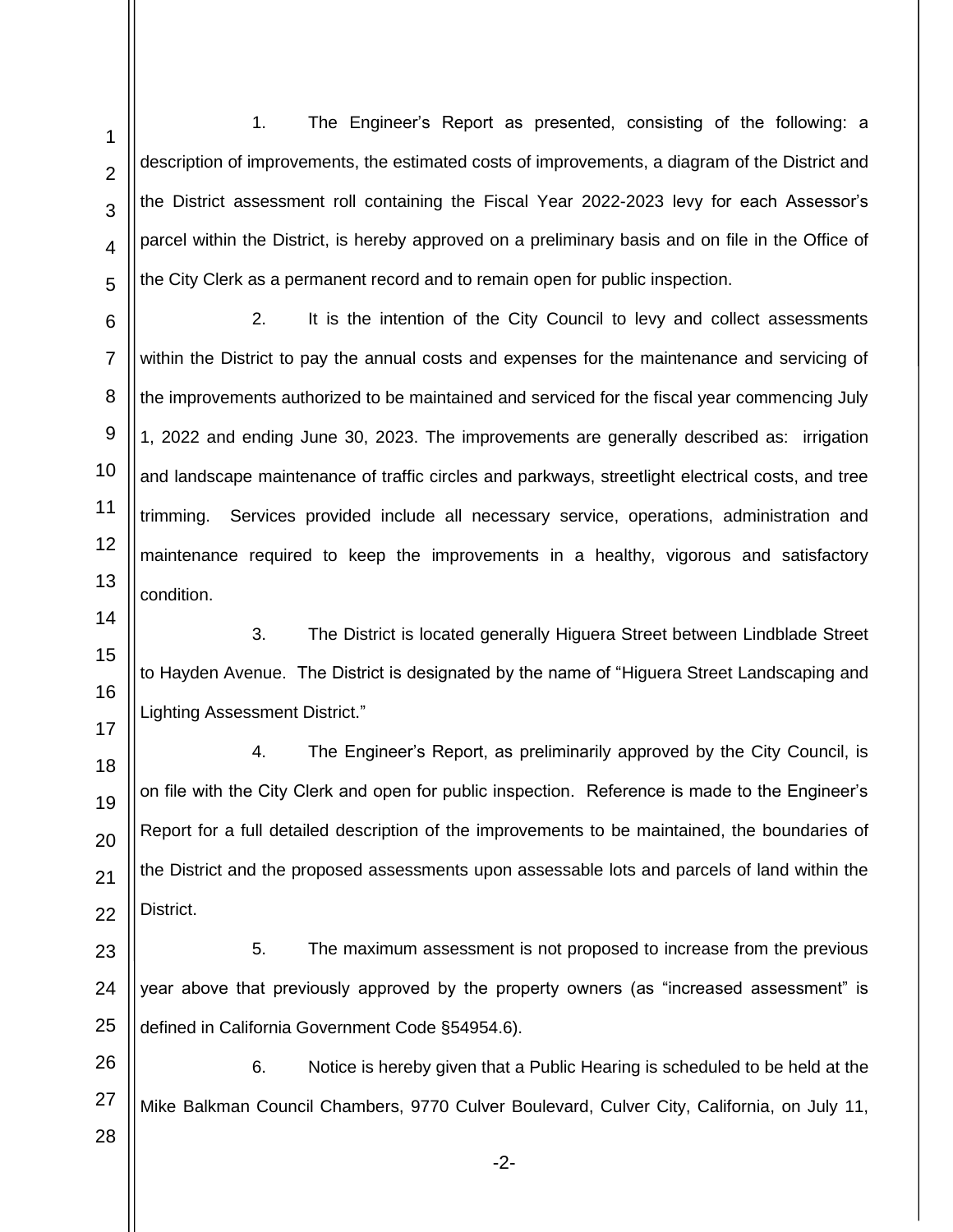1. The Engineer's Report as presented, consisting of the following: a description of improvements, the estimated costs of improvements, a diagram of the District and the District assessment roll containing the Fiscal Year 2022-2023 levy for each Assessor's parcel within the District, is hereby approved on a preliminary basis and on file in the Office of the City Clerk as a permanent record and to remain open for public inspection.

2. It is the intention of the City Council to levy and collect assessments within the District to pay the annual costs and expenses for the maintenance and servicing of the improvements authorized to be maintained and serviced for the fiscal year commencing July 1, 2022 and ending June 30, 2023. The improvements are generally described as: irrigation and landscape maintenance of traffic circles and parkways, streetlight electrical costs, and tree trimming. Services provided include all necessary service, operations, administration and maintenance required to keep the improvements in a healthy, vigorous and satisfactory condition.

3. The District is located generally Higuera Street between Lindblade Street to Hayden Avenue. The District is designated by the name of "Higuera Street Landscaping and Lighting Assessment District."

4. The Engineer's Report, as preliminarily approved by the City Council, is on file with the City Clerk and open for public inspection. Reference is made to the Engineer's Report for a full detailed description of the improvements to be maintained, the boundaries of the District and the proposed assessments upon assessable lots and parcels of land within the District.

5. The maximum assessment is not proposed to increase from the previous year above that previously approved by the property owners (as "increased assessment" is defined in California Government Code §54954.6).

6. Notice is hereby given that a Public Hearing is scheduled to be held at the Mike Balkman Council Chambers, 9770 Culver Boulevard, Culver City, California, on July 11,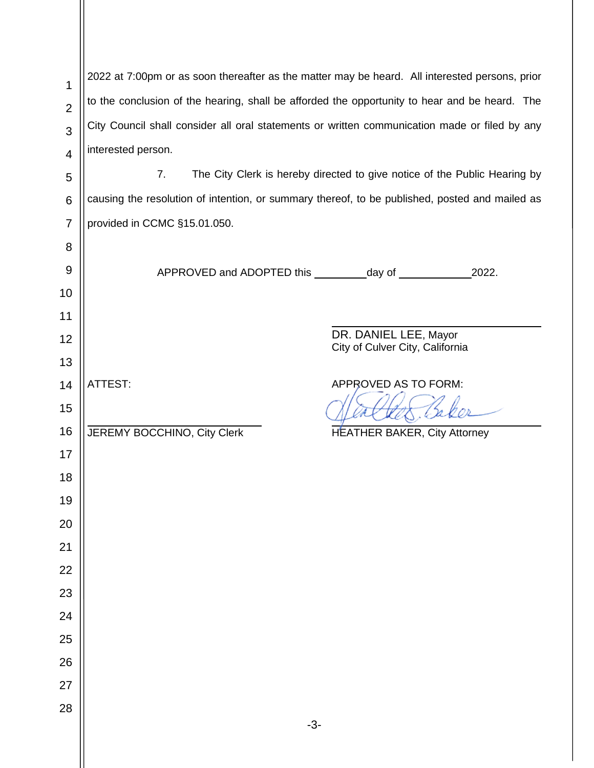2022 at 7:00pm or as soon thereafter as the matter may be heard. All interested persons, prior to the conclusion of the hearing, shall be afforded the opportunity to hear and be heard. The City Council shall consider all oral statements or written communication made or filed by any interested person.

7. The City Clerk is hereby directed to give notice of the Public Hearing by causing the resolution of intention, or summary thereof, to be published, posted and mailed as provided in CCMC §15.01.050.

APPROVED and ADOPTED this _________day of _____________2022.

_________________________________
DR. DANIEL LEE, Mayor
City of Culver City, California

ATTEST:

_________________________________
JEREMY BOCCHINO, City Clerk

APPROVED AS TO FORM:

_________________________________
HEATHER BAKER, City Attorney